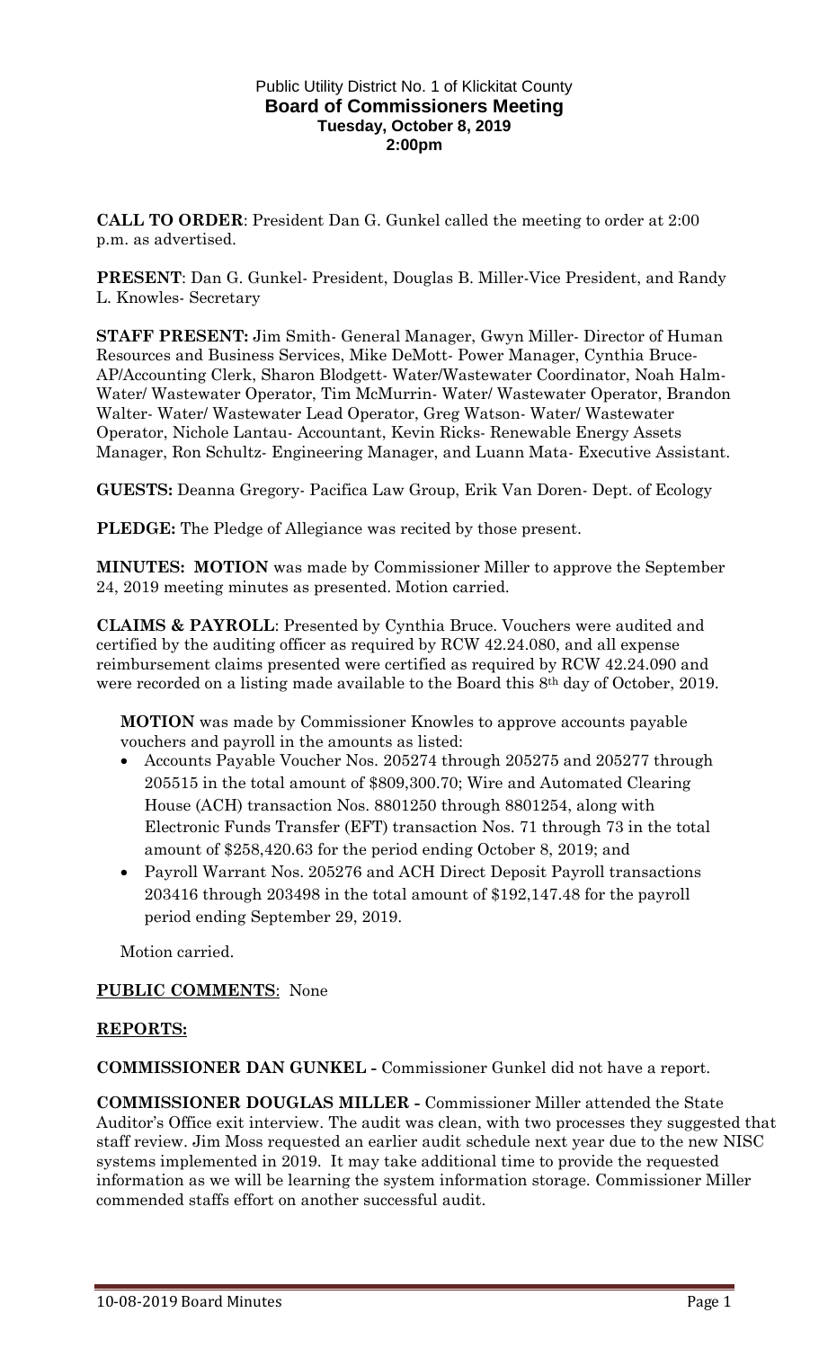# Public Utility District No. 1 of Klickitat County
## Board of Commissioners Meeting
### Tuesday, October 8, 2019
### 2:00pm

**CALL TO ORDER**: President Dan G. Gunkel called the meeting to order at 2:00 p.m. as advertised.

**PRESENT**: Dan G. Gunkel- President, Douglas B. Miller-Vice President, and Randy L. Knowles- Secretary

**STAFF PRESENT:** Jim Smith- General Manager, Gwyn Miller- Director of Human Resources and Business Services, Mike DeMott- Power Manager, Cynthia Bruce- AP/Accounting Clerk, Sharon Blodgett- Water/Wastewater Coordinator, Noah Halm- Water/ Wastewater Operator, Tim McMurrin- Water/ Wastewater Operator, Brandon Walter- Water/ Wastewater Lead Operator, Greg Watson- Water/ Wastewater Operator, Nichole Lantau- Accountant, Kevin Ricks- Renewable Energy Assets Manager, Ron Schultz- Engineering Manager, and Luann Mata- Executive Assistant.

**GUESTS:** Deanna Gregory- Pacifica Law Group, Erik Van Doren- Dept. of Ecology

**PLEDGE:** The Pledge of Allegiance was recited by those present.

**MINUTES: MOTION** was made by Commissioner Miller to approve the September 24, 2019 meeting minutes as presented. Motion carried.

**CLAIMS & PAYROLL**: Presented by Cynthia Bruce. Vouchers were audited and certified by the auditing officer as required by RCW 42.24.080, and all expense reimbursement claims presented were certified as required by RCW 42.24.090 and were recorded on a listing made available to the Board this 8th day of October, 2019.

**MOTION** was made by Commissioner Knowles to approve accounts payable vouchers and payroll in the amounts as listed:

- Accounts Payable Voucher Nos. 205274 through 205275 and 205277 through 205515 in the total amount of $809,300.70; Wire and Automated Clearing House (ACH) transaction Nos. 8801250 through 8801254, along with Electronic Funds Transfer (EFT) transaction Nos. 71 through 73 in the total amount of $258,420.63 for the period ending October 8, 2019; and
- Payroll Warrant Nos. 205276 and ACH Direct Deposit Payroll transactions 203416 through 203498 in the total amount of $192,147.48 for the payroll period ending September 29, 2019.

Motion carried.

**PUBLIC COMMENTS**: None

**REPORTS:**

**COMMISSIONER DAN GUNKEL -** Commissioner Gunkel did not have a report.

**COMMISSIONER DOUGLAS MILLER -** Commissioner Miller attended the State Auditor's Office exit interview. The audit was clean, with two processes they suggested that staff review. Jim Moss requested an earlier audit schedule next year due to the new NISC systems implemented in 2019. It may take additional time to provide the requested information as we will be learning the system information storage. Commissioner Miller commended staffs effort on another successful audit.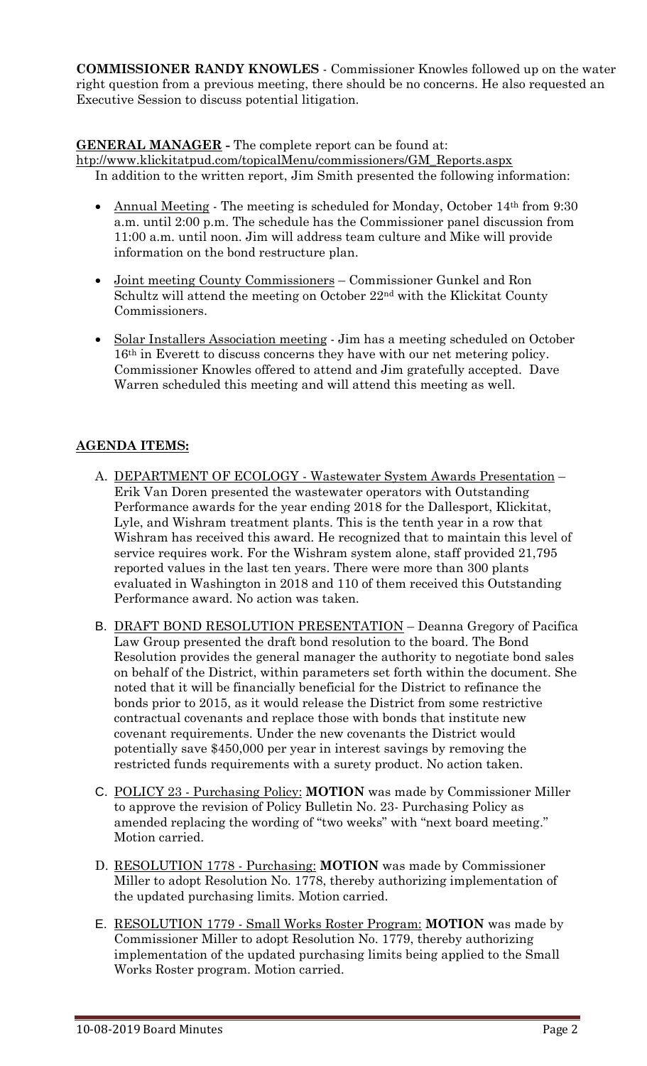**COMMISSIONER RANDY KNOWLES** - Commissioner Knowles followed up on the water right question from a previous meeting, there should be no concerns. He also requested an Executive Session to discuss potential litigation.

**GENERAL MANAGER -** The complete report can be found at: htp://www.klickitatpud.com/topicalMenu/commissioners/GM_Reports.aspx

In addition to the written report, Jim Smith presented the following information:

- Annual Meeting - The meeting is scheduled for Monday, October 14th from 9:30 a.m. until 2:00 p.m. The schedule has the Commissioner panel discussion from 11:00 a.m. until noon. Jim will address team culture and Mike will provide information on the bond restructure plan.
- Joint meeting County Commissioners – Commissioner Gunkel and Ron Schultz will attend the meeting on October 22nd with the Klickitat County Commissioners.
- Solar Installers Association meeting - Jim has a meeting scheduled on October 16th in Everett to discuss concerns they have with our net metering policy. Commissioner Knowles offered to attend and Jim gratefully accepted. Dave Warren scheduled this meeting and will attend this meeting as well.

**AGENDA ITEMS:**

A. DEPARTMENT OF ECOLOGY - Wastewater System Awards Presentation – Erik Van Doren presented the wastewater operators with Outstanding Performance awards for the year ending 2018 for the Dallesport, Klickitat, Lyle, and Wishram treatment plants. This is the tenth year in a row that Wishram has received this award. He recognized that to maintain this level of service requires work. For the Wishram system alone, staff provided 21,795 reported values in the last ten years. There were more than 300 plants evaluated in Washington in 2018 and 110 of them received this Outstanding Performance award. No action was taken.

B. DRAFT BOND RESOLUTION PRESENTATION – Deanna Gregory of Pacifica Law Group presented the draft bond resolution to the board. The Bond Resolution provides the general manager the authority to negotiate bond sales on behalf of the District, within parameters set forth within the document. She noted that it will be financially beneficial for the District to refinance the bonds prior to 2015, as it would release the District from some restrictive contractual covenants and replace those with bonds that institute new covenant requirements. Under the new covenants the District would potentially save $450,000 per year in interest savings by removing the restricted funds requirements with a surety product. No action taken.

C. POLICY 23 - Purchasing Policy: **MOTION** was made by Commissioner Miller to approve the revision of Policy Bulletin No. 23- Purchasing Policy as amended replacing the wording of "two weeks" with "next board meeting." Motion carried.

D. RESOLUTION 1778 - Purchasing: **MOTION** was made by Commissioner Miller to adopt Resolution No. 1778, thereby authorizing implementation of the updated purchasing limits. Motion carried.

E. RESOLUTION 1779 - Small Works Roster Program: **MOTION** was made by Commissioner Miller to adopt Resolution No. 1779, thereby authorizing implementation of the updated purchasing limits being applied to the Small Works Roster program. Motion carried.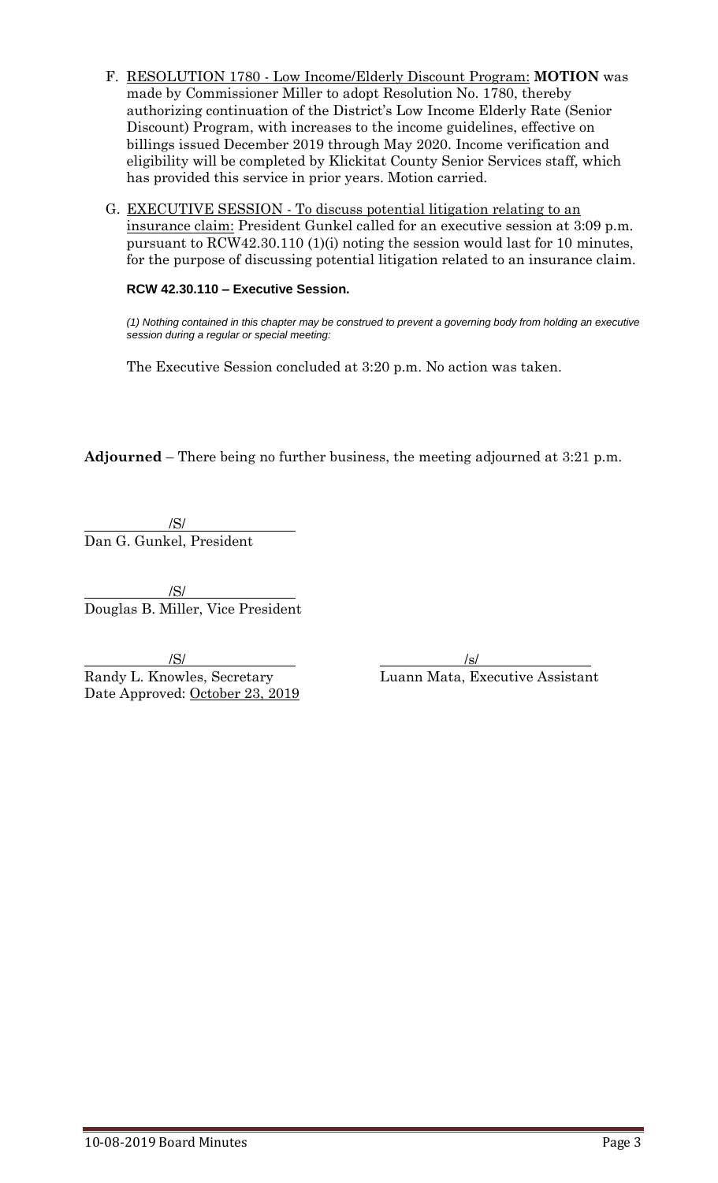F. RESOLUTION 1780 - Low Income/Elderly Discount Program: **MOTION** was made by Commissioner Miller to adopt Resolution No. 1780, thereby authorizing continuation of the District's Low Income Elderly Rate (Senior Discount) Program, with increases to the income guidelines, effective on billings issued December 2019 through May 2020. Income verification and eligibility will be completed by Klickitat County Senior Services staff, which has provided this service in prior years. Motion carried.

G. EXECUTIVE SESSION - To discuss potential litigation relating to an insurance claim: President Gunkel called for an executive session at 3:09 p.m. pursuant to RCW42.30.110 (1)(i) noting the session would last for 10 minutes, for the purpose of discussing potential litigation related to an insurance claim.

**RCW 42.30.110 – Executive Session.**

*(1) Nothing contained in this chapter may be construed to prevent a governing body from holding an executive session during a regular or special meeting:*

The Executive Session concluded at 3:20 p.m. No action was taken.

**Adjourned** – There being no further business, the meeting adjourned at 3:21 p.m.

/S/
Dan G. Gunkel, President

/S/
Douglas B. Miller, Vice President

/S/
Randy L. Knowles, Secretary
Date Approved: October 23, 2019

/s/
Luann Mata, Executive Assistant